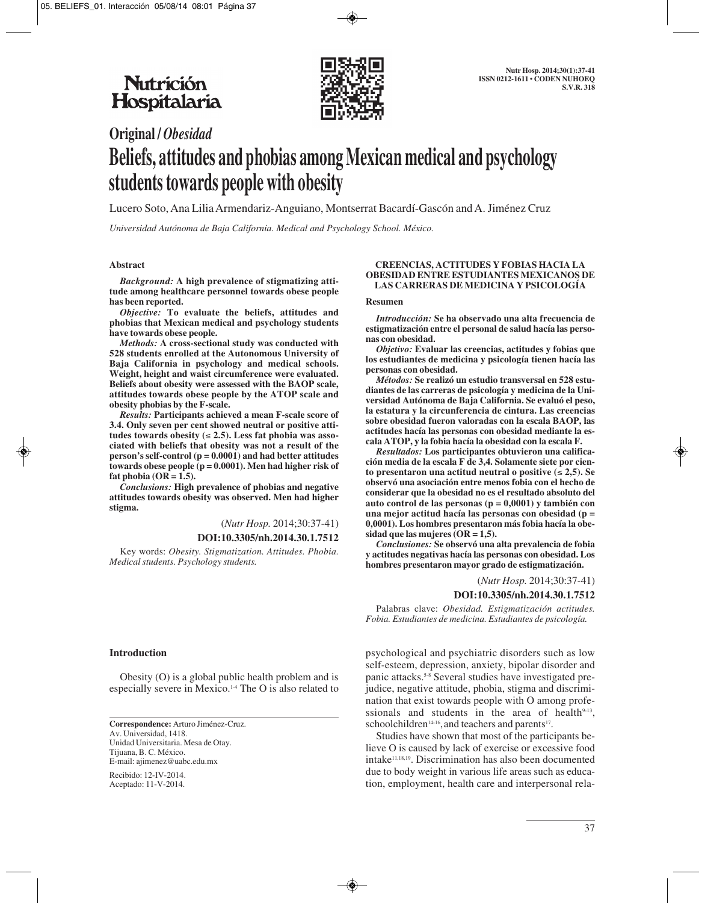Nutrición Hospitalaria

# Original / *Obesidad*

# Beliefs, attitudes and phobias among Mexican medical and psychology students towards people with obesity

Lucero Soto, Ana Lilia Armendariz-Anguiano, Montserrat Bacardí-Gascón and A. Jiménez Cruz

*Universidad Autónoma de Baja California. Medical and Psychology School. México.*

### Abstract

***Background:*** **A high prevalence of stigmatizing attitude among healthcare personnel towards obese people has been reported.**

***Objective:*** **To evaluate the beliefs, attitudes and phobias that Mexican medical and psychology students have towards obese people.**

***Methods:*** **A cross-sectional study was conducted with 528 students enrolled at the Autonomous University of Baja California in psychology and medical schools. Weight, height and waist circumference were evaluated. Beliefs about obesity were assessed with the BAOP scale, attitudes towards obese people by the ATOP scale and obesity phobias by the F-scale.**

***Results:*** **Participants achieved a mean F-scale score of 3.4. Only seven per cent showed neutral or positive attitudes towards obesity (≤ 2.5). Less fat phobia was associated with beliefs that obesity was not a result of the person's self-control (p = 0.0001) and had better attitudes towards obese people (p = 0.0001). Men had higher risk of fat phobia (OR = 1.5).**

***Conclusions:*** **High prevalence of phobias and negative attitudes towards obesity was observed. Men had higher stigma.**

(*Nutr Hosp.* 2014;30:37-41)

**DOI:10.3305/nh.2014.30.1.7512**

Key words: *Obesity. Stigmatization. Attitudes. Phobia. Medical students. Psychology students.*

### CREENCIAS, ACTITUDES Y FOBIAS HACIA LA OBESIDAD ENTRE ESTUDIANTES MEXICANOS DE LAS CARRERAS DE MEDICINA Y PSICOLOGÍA

### Resumen

***Introducción:*** **Se ha observado una alta frecuencia de estigmatización entre el personal de salud hacía las personas con obesidad.**

***Objetivo:*** **Evaluar las creencias, actitudes y fobias que los estudiantes de medicina y psicología tienen hacía las personas con obesidad.**

***Métodos:*** **Se realizó un estudio transversal en 528 estudiantes de las carreras de psicología y medicina de la Universidad Autónoma de Baja California. Se evaluó el peso, la estatura y la circunferencia de cintura. Las creencias sobre obesidad fueron valoradas con la escala BAOP, las actitudes hacía las personas con obesidad mediante la escala ATOP, y la fobia hacía la obesidad con la escala F.**

***Resultados:*** **Los participantes obtuvieron una calificación media de la escala F de 3,4. Solamente siete por ciento presentaron una actitud neutral o positive (≤ 2,5). Se observó una asociación entre menos fobia con el hecho de considerar que la obesidad no es el resultado absoluto del auto control de las personas (p = 0,0001) y también con una mejor actitud hacía las personas con obesidad (p = 0,0001). Los hombres presentaron más fobia hacía la obesidad que las mujeres (OR = 1,5).**

***Conclusiones:*** **Se observó una alta prevalencia de fobia y actitudes negativas hacía las personas con obesidad. Los hombres presentaron mayor grado de estigmatización.**

(*Nutr Hosp.* 2014;30:37-41)

**DOI:10.3305/nh.2014.30.1.7512**

Palabras clave: *Obesidad. Estigmatización actitudes. Fobia. Estudiantes de medicina. Estudiantes de psicología.*

## Introduction

Obesity (O) is a global public health problem and is especially severe in Mexico.[1-4] The O is also related to psychological and psychiatric disorders such as low self-esteem, depression, anxiety, bipolar disorder and panic attacks.[5-8] Several studies have investigated prejudice, negative attitude, phobia, stigma and discrimination that exist towards people with O among professionals and students in the area of health[9-13], schoolchildren[14-16], and teachers and parents[17].

Studies have shown that most of the participants believe O is caused by lack of exercise or excessive food intake[11,18,19]. Discrimination has also been documented due to body weight in various life areas such as education, employment, health care and interpersonal rela-

**Correspondence:** Arturo Jiménez-Cruz.
Av. Universidad, 1418.
Unidad Universitaria. Mesa de Otay.
Tijuana, B. C. México.
E-mail: ajimenez@uabc.edu.mx

Recibido: 12-IV-2014.
Aceptado: 11-V-2014.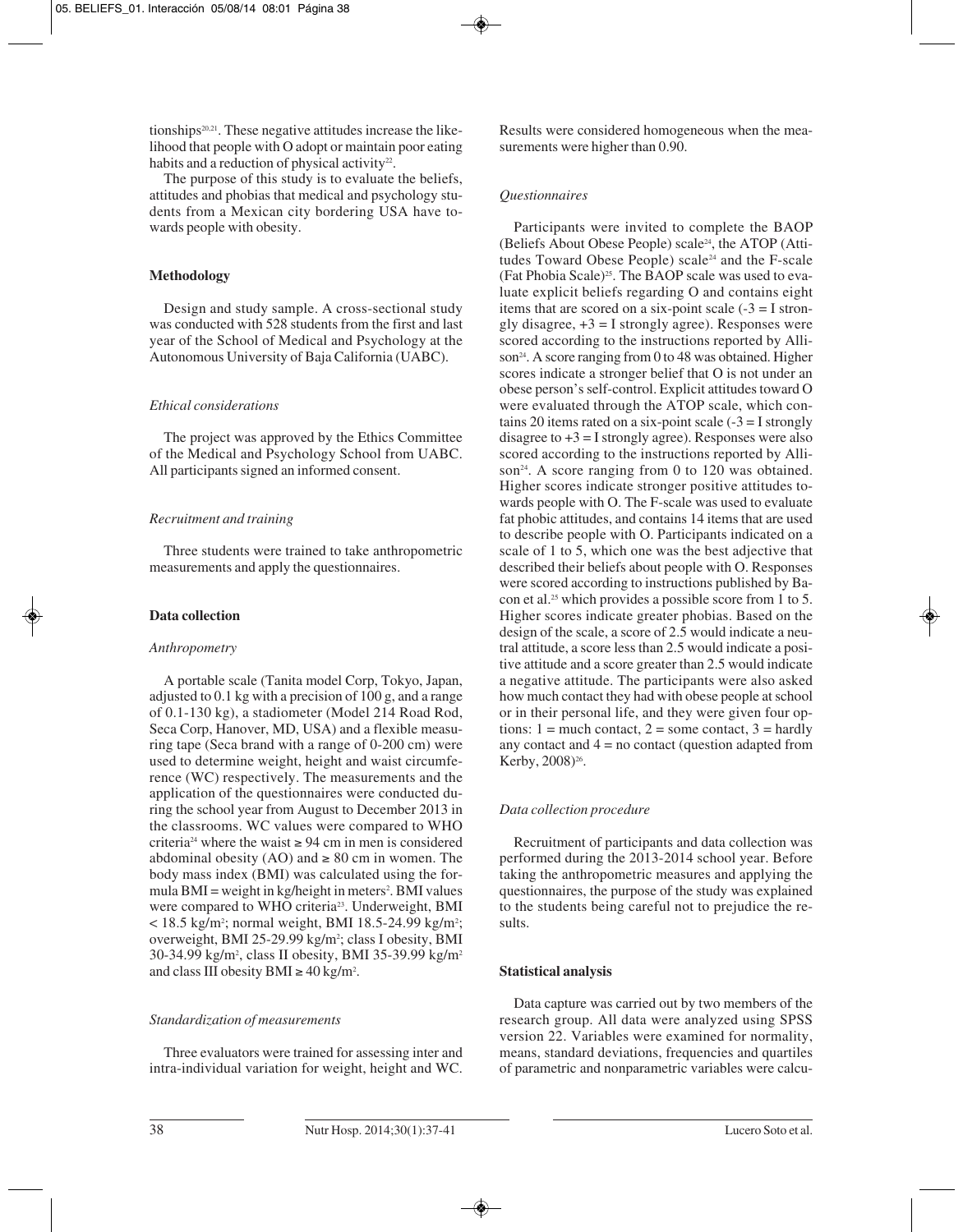tionships[20,21]. These negative attitudes increase the likelihood that people with O adopt or maintain poor eating habits and a reduction of physical activity[22].

The purpose of this study is to evaluate the beliefs, attitudes and phobias that medical and psychology students from a Mexican city bordering USA have towards people with obesity.

## Methodology

Design and study sample. A cross-sectional study was conducted with 528 students from the first and last year of the School of Medical and Psychology at the Autonomous University of Baja California (UABC).

### *Ethical considerations*

The project was approved by the Ethics Committee of the Medical and Psychology School from UABC. All participants signed an informed consent.

### *Recruitment and training*

Three students were trained to take anthropometric measurements and apply the questionnaires.

## Data collection

### *Anthropometry*

A portable scale (Tanita model Corp, Tokyo, Japan, adjusted to 0.1 kg with a precision of 100 g, and a range of 0.1-130 kg), a stadiometer (Model 214 Road Rod, Seca Corp, Hanover, MD, USA) and a flexible measuring tape (Seca brand with a range of 0-200 cm) were used to determine weight, height and waist circumference (WC) respectively. The measurements and the application of the questionnaires were conducted during the school year from August to December 2013 in the classrooms. WC values were compared to WHO criteria[24] where the waist ≥ 94 cm in men is considered abdominal obesity (AO) and ≥ 80 cm in women. The body mass index (BMI) was calculated using the formula BMI = weight in kg/height in meters$^2$. BMI values were compared to WHO criteria[23]. Underweight, BMI < 18.5 kg/m$^2$; normal weight, BMI 18.5-24.99 kg/m$^2$; overweight, BMI 25-29.99 kg/m$^2$; class I obesity, BMI 30-34.99 kg/m$^2$, class II obesity, BMI 35-39.99 kg/m$^2$ and class III obesity BMI ≥ 40 kg/m$^2$.

### *Standardization of measurements*

Three evaluators were trained for assessing inter and intra-individual variation for weight, height and WC. Results were considered homogeneous when the measurements were higher than 0.90.

### *Questionnaires*

Participants were invited to complete the BAOP (Beliefs About Obese People) scale[24], the ATOP (Attitudes Toward Obese People) scale[24] and the F-scale (Fat Phobia Scale)[25]. The BAOP scale was used to evaluate explicit beliefs regarding O and contains eight items that are scored on a six-point scale (-3 = I strongly disagree, +3 = I strongly agree). Responses were scored according to the instructions reported by Allison[24]. A score ranging from 0 to 48 was obtained. Higher scores indicate a stronger belief that O is not under an obese person's self-control. Explicit attitudes toward O were evaluated through the ATOP scale, which contains 20 items rated on a six-point scale (-3 = I strongly disagree to +3 = I strongly agree). Responses were also scored according to the instructions reported by Allison[24]. A score ranging from 0 to 120 was obtained. Higher scores indicate stronger positive attitudes towards people with O. The F-scale was used to evaluate fat phobic attitudes, and contains 14 items that are used to describe people with O. Participants indicated on a scale of 1 to 5, which one was the best adjective that described their beliefs about people with O. Responses were scored according to instructions published by Bacon et al.[25] which provides a possible score from 1 to 5. Higher scores indicate greater phobias. Based on the design of the scale, a score of 2.5 would indicate a neutral attitude, a score less than 2.5 would indicate a positive attitude and a score greater than 2.5 would indicate a negative attitude. The participants were also asked how much contact they had with obese people at school or in their personal life, and they were given four options: 1 = much contact, 2 = some contact, 3 = hardly any contact and 4 = no contact (question adapted from Kerby, 2008)[26].

### *Data collection procedure*

Recruitment of participants and data collection was performed during the 2013-2014 school year. Before taking the anthropometric measures and applying the questionnaires, the purpose of the study was explained to the students being careful not to prejudice the results.

## Statistical analysis

Data capture was carried out by two members of the research group. All data were analyzed using SPSS version 22. Variables were examined for normality, means, standard deviations, frequencies and quartiles of parametric and nonparametric variables were calcu-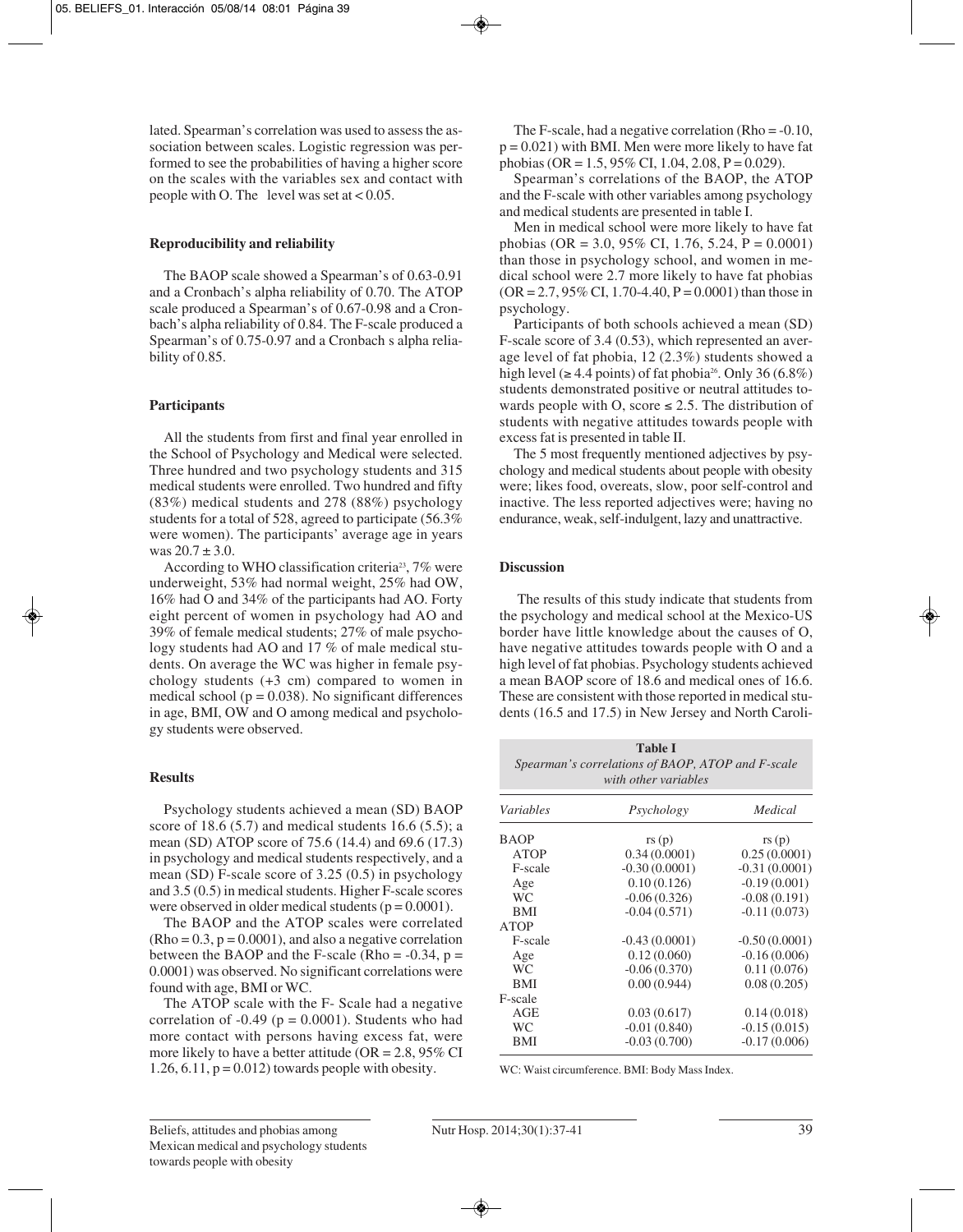lated. Spearman's correlation was used to assess the association between scales. Logistic regression was performed to see the probabilities of having a higher score on the scales with the variables sex and contact with people with O. The level was set at < 0.05.

### Reproducibility and reliability

The BAOP scale showed a Spearman's of 0.63-0.91 and a Cronbach's alpha reliability of 0.70. The ATOP scale produced a Spearman's of 0.67-0.98 and a Cronbach's alpha reliability of 0.84. The F-scale produced a Spearman's of 0.75-0.97 and a Cronbach s alpha reliability of 0.85.

### Participants

All the students from first and final year enrolled in the School of Psychology and Medical were selected. Three hundred and two psychology students and 315 medical students were enrolled. Two hundred and fifty (83%) medical students and 278 (88%) psychology students for a total of 528, agreed to participate (56.3% were women). The participants' average age in years was 20.7 ± 3.0.

According to WHO classification criteria[23], 7% were underweight, 53% had normal weight, 25% had OW, 16% had O and 34% of the participants had AO. Forty eight percent of women in psychology had AO and 39% of female medical students; 27% of male psychology students had AO and 17 % of male medical students. On average the WC was higher in female psychology students (+3 cm) compared to women in medical school (p = 0.038). No significant differences in age, BMI, OW and O among medical and psychology students were observed.

### Results

Psychology students achieved a mean (SD) BAOP score of 18.6 (5.7) and medical students 16.6 (5.5); a mean (SD) ATOP score of 75.6 (14.4) and 69.6 (17.3) in psychology and medical students respectively, and a mean (SD) F-scale score of 3.25 (0.5) in psychology and 3.5 (0.5) in medical students. Higher F-scale scores were observed in older medical students (p = 0.0001).

The BAOP and the ATOP scales were correlated (Rho = 0.3, p = 0.0001), and also a negative correlation between the BAOP and the F-scale (Rho = -0.34, p = 0.0001) was observed. No significant correlations were found with age, BMI or WC.

The ATOP scale with the F- Scale had a negative correlation of -0.49 (p = 0.0001). Students who had more contact with persons having excess fat, were more likely to have a better attitude (OR = 2.8, 95% CI 1.26, 6.11, p = 0.012) towards people with obesity.

The F-scale, had a negative correlation (Rho = -0.10, p = 0.021) with BMI. Men were more likely to have fat phobias (OR = 1.5, 95% CI, 1.04, 2.08, P = 0.029).

Spearman's correlations of the BAOP, the ATOP and the F-scale with other variables among psychology and medical students are presented in table I.

Men in medical school were more likely to have fat phobias (OR = 3.0, 95% CI, 1.76, 5.24, P = 0.0001) than those in psychology school, and women in medical school were 2.7 more likely to have fat phobias (OR = 2.7, 95% CI, 1.70-4.40, P = 0.0001) than those in psychology.

Participants of both schools achieved a mean (SD) F-scale score of 3.4 (0.53), which represented an average level of fat phobia, 12 (2.3%) students showed a high level (≥ 4.4 points) of fat phobia[26]. Only 36 (6.8%) students demonstrated positive or neutral attitudes towards people with O, score ≤ 2.5. The distribution of students with negative attitudes towards people with excess fat is presented in table II.

The 5 most frequently mentioned adjectives by psychology and medical students about people with obesity were; likes food, overeats, slow, poor self-control and inactive. The less reported adjectives were; having no endurance, weak, self-indulgent, lazy and unattractive.

### Discussion

The results of this study indicate that students from the psychology and medical school at the Mexico-US border have little knowledge about the causes of O, have negative attitudes towards people with O and a high level of fat phobias. Psychology students achieved a mean BAOP score of 18.6 and medical ones of 16.6. These are consistent with those reported in medical students (16.5 and 17.5) in New Jersey and North Caroli-

**Table I**
*Spearman's correlations of BAOP, ATOP and F-scale with other variables*

| *Variables* | *Psychology* | *Medical* |
|---|---|---|
| BAOP | rs (p) | rs (p) |
| ATOP | 0.34 (0.0001) | 0.25 (0.0001) |
| F-scale | -0.30 (0.0001) | -0.31 (0.0001) |
| Age | 0.10 (0.126) | -0.19 (0.001) |
| WC | -0.06 (0.326) | -0.08 (0.191) |
| BMI | -0.04 (0.571) | -0.11 (0.073) |
| ATOP | | |
| F-scale | -0.43 (0.0001) | -0.50 (0.0001) |
| Age | 0.12 (0.060) | -0.16 (0.006) |
| WC | -0.06 (0.370) | 0.11 (0.076) |
| BMI | 0.00 (0.944) | 0.08 (0.205) |
| F-scale | | |
| AGE | 0.03 (0.617) | 0.14 (0.018) |
| WC | -0.01 (0.840) | -0.15 (0.015) |
| BMI | -0.03 (0.700) | -0.17 (0.006) |

WC: Waist circumference. BMI: Body Mass Index.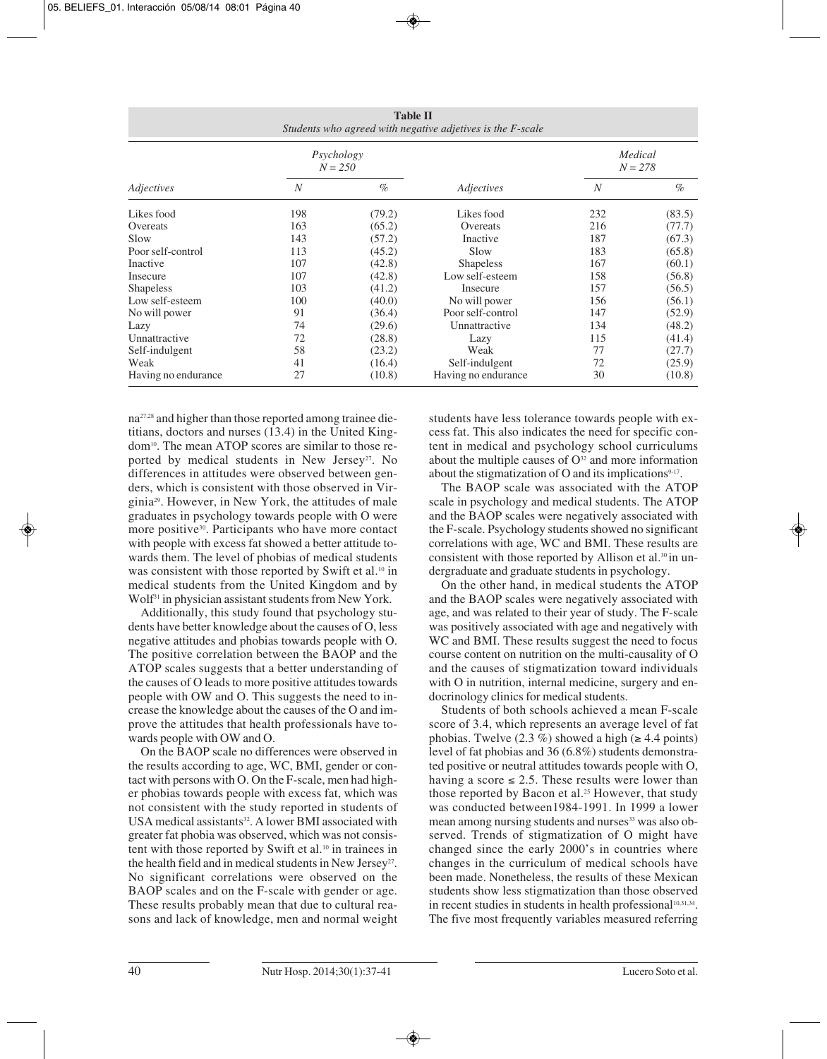**Table II**
*Students who agreed with negative adjetives is the F-scale*

| | *Psychology N = 250* | | | *Medical N = 278* | |
|---|---|---|---|---|---|
| *Adjectives* | *N* | *%* | *Adjectives* | *N* | *%* |
| Likes food | 198 | (79.2) | Likes food | 232 | (83.5) |
| Overeats | 163 | (65.2) | Overeats | 216 | (77.7) |
| Slow | 143 | (57.2) | Inactive | 187 | (67.3) |
| Poor self-control | 113 | (45.2) | Slow | 183 | (65.8) |
| Inactive | 107 | (42.8) | Shapeless | 167 | (60.1) |
| Insecure | 107 | (42.8) | Low self-esteem | 158 | (56.8) |
| Shapeless | 103 | (41.2) | Insecure | 157 | (56.5) |
| Low self-esteem | 100 | (40.0) | No will power | 156 | (56.1) |
| No will power | 91 | (36.4) | Poor self-control | 147 | (52.9) |
| Lazy | 74 | (29.6) | Unnattractive | 134 | (48.2) |
| Unnattractive | 72 | (28.8) | Lazy | 115 | (41.4) |
| Self-indulgent | 58 | (23.2) | Weak | 77 | (27.7) |
| Weak | 41 | (16.4) | Self-indulgent | 72 | (25.9) |
| Having no endurance | 27 | (10.8) | Having no endurance | 30 | (10.8) |

na[27,28] and higher than those reported among trainee dietitians, doctors and nurses (13.4) in the United Kingdom[10]. The mean ATOP scores are similar to those reported by medical students in New Jersey[27]. No differences in attitudes were observed between genders, which is consistent with those observed in Virginia[29]. However, in New York, the attitudes of male graduates in psychology towards people with O were more positive[30]. Participants who have more contact with people with excess fat showed a better attitude towards them. The level of phobias of medical students was consistent with those reported by Swift et al.[10] in medical students from the United Kingdom and by Wolf[31] in physician assistant students from New York.

Additionally, this study found that psychology students have better knowledge about the causes of O, less negative attitudes and phobias towards people with O. The positive correlation between the BAOP and the ATOP scales suggests that a better understanding of the causes of O leads to more positive attitudes towards people with OW and O. This suggests the need to increase the knowledge about the causes of the O and improve the attitudes that health professionals have towards people with OW and O.

On the BAOP scale no differences were observed in the results according to age, WC, BMI, gender or contact with persons with O. On the F-scale, men had higher phobias towards people with excess fat, which was not consistent with the study reported in students of USA medical assistants[32]. A lower BMI associated with greater fat phobia was observed, which was not consistent with those reported by Swift et al.[10] in trainees in the health field and in medical students in New Jersey[27]. No significant correlations were observed on the BAOP scales and on the F-scale with gender or age. These results probably mean that due to cultural reasons and lack of knowledge, men and normal weight students have less tolerance towards people with excess fat. This also indicates the need for specific content in medical and psychology school curriculums about the multiple causes of O[32] and more information about the stigmatization of O and its implications[9-17].

The BAOP scale was associated with the ATOP scale in psychology and medical students. The ATOP and the BAOP scales were negatively associated with the F-scale. Psychology students showed no significant correlations with age, WC and BMI. These results are consistent with those reported by Allison et al.[30] in undergraduate and graduate students in psychology.

On the other hand, in medical students the ATOP and the BAOP scales were negatively associated with age, and was related to their year of study. The F-scale was positively associated with age and negatively with WC and BMI. These results suggest the need to focus course content on nutrition on the multi-causality of O and the causes of stigmatization toward individuals with O in nutrition, internal medicine, surgery and endocrinology clinics for medical students.

Students of both schools achieved a mean F-scale score of 3.4, which represents an average level of fat phobias. Twelve (2.3 %) showed a high (≥ 4.4 points) level of fat phobias and 36 (6.8%) students demonstrated positive or neutral attitudes towards people with O, having a score ≤ 2.5. These results were lower than those reported by Bacon et al.[25] However, that study was conducted between1984-1991. In 1999 a lower mean among nursing students and nurses[33] was also observed. Trends of stigmatization of O might have changed since the early 2000's in countries where changes in the curriculum of medical schools have been made. Nonetheless, the results of these Mexican students show less stigmatization than those observed in recent studies in students in health professional[10,31,34]. The five most frequently variables measured referring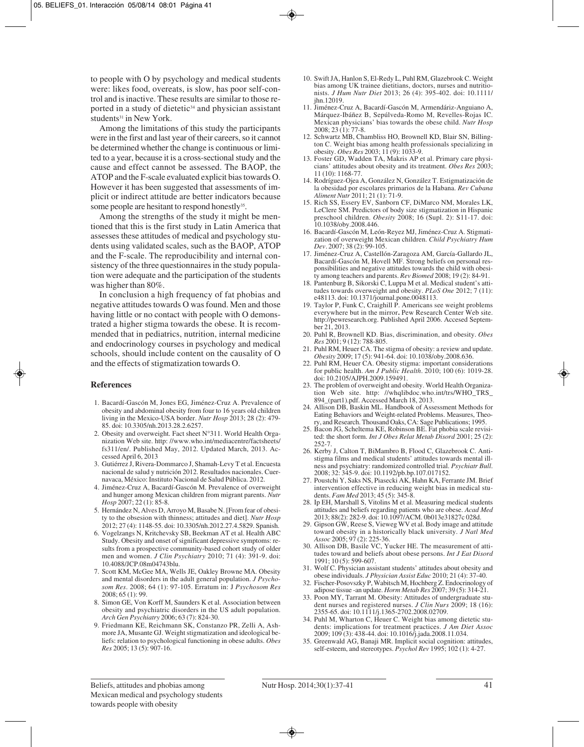to people with O by psychology and medical students were: likes food, overeats, is slow, has poor self-control and is inactive. These results are similar to those reported in a study of dietetic[34] and physician assistant students[31] in New York.

Among the limitations of this study the participants were in the first and last year of their careers, so it cannot be determined whether the change is continuous or limited to a year, because it is a cross-sectional study and the cause and effect cannot be assessed. The BAOP, the ATOP and the F-scale evaluated explicit bias towards O. However it has been suggested that assessments of implicit or indirect attitude are better indicators because some people are hesitant to respond honestly[35].

Among the strengths of the study it might be mentioned that this is the first study in Latin America that assesses these attitudes of medical and psychology students using validated scales, such as the BAOP, ATOP and the F-scale. The reproducibility and internal consistency of the three questionnaires in the study population were adequate and the participation of the students was higher than 80%.

In conclusion a high frequency of fat phobias and negative attitudes towards O was found. Men and those having little or no contact with people with O demonstrated a higher stigma towards the obese. It is recommended that in pediatrics, nutrition, internal medicine and endocrinology courses in psychology and medical schools, should include content on the causality of O and the effects of stigmatization towards O.

## References

1. Bacardí-Gascón M, Jones EG, Jiménez-Cruz A. Prevalence of obesity and abdominal obesity from four to 16 years old children living in the Mexico-USA border. *Nutr Hosp* 2013; 28 (2): 479-85. doi: 10.3305/nh.2013.28.2.6257.
2. Obesity and overweight. Fact sheet N°311. World Health Organization Web site. http: //www.who.int/mediacentre/factsheets/fs311/en/. Published May, 2012. Updated March, 2013. Accessed April 6, 2013
3. Gutiérrez J, Rivera-Dommarco J, Shamah-Levy T et al. Encuesta nacional de salud y nutrición 2012. Resultados nacionales. Cuernavaca, México: Instituto Nacional de Salud Pública. 2012.
4. Jiménez-Cruz A, Bacardí-Gascón M. Prevalence of overweight and hunger among Mexican children from migrant parents. *Nutr Hosp* 2007; 22 (1): 85-8.
5. Hernández N, Alves D, Arroyo M, Basabe N. [From fear of obesity to the obsesion with thinness; attitudes and diet]. *Nutr Hosp* 2012; 27 (4): 1148-55. doi: 10.3305/nh.2012.27.4.5829. Spanish.
6. Vogelzangs N, Kritchevsky SB, Beekman AT et al. Health ABC Study. Obesity and onset of significant depressive symptoms: results from a prospective community-based cohort study of older men and women. *J Clin Psychiatry* 2010; 71 (4): 391-9. doi: 10.4088/JCP.08m04743blu.
7. Scott KM, McGee MA, Wells JE, Oakley Browne MA. Obesity and mental disorders in the adult general population. *J Psychosom Res*. 2008; 64 (1): 97-105. Erratum in: J *Psychosom Res* 2008; 65 (1): 99.
8. Simon GE, Von Korff M, Saunders K et al. Association between obesity and psychiatric disorders in the US adult population. *Arch Gen Psychiatry* 2006; 63 (7): 824-30.
9. Friedmann KE, Reichmann SK, Constanzo PR, Zelli A, Ashmore JA, Musante GJ. Weight stigmatization and ideological beliefs: relation to psychological functioning in obese adults. *Obes Res* 2005; 13 (5): 907-16.
10. Swift JA, Hanlon S, El-Redy L, Puhl RM, Glazebrook C. Weight bias among UK trainee dietitians, doctors, nurses and nutritionists. *J Hum Nutr Diet* 2013; 26 (4): 395-402. doi: 10.1111/jhn.12019.
11. Jiménez-Cruz A, Bacardí-Gascón M, Armendáriz-Anguiano A, Márquez-Ibáñez B, Sepúlveda-Romo M, Revelles-Rojas IC. Mexican physicians' bias towards the obese child. *Nutr Hosp* 2008; 23 (1): 77-8.
12. Schwartz MB, Chambliss HO, Brownell KD, Blair SN, Billington C. Weight bias among health professionals specializing in obesity. *Obes Res* 2003; 11 (9): 1033-9.
13. Foster GD, Wadden TA, Makris AP et al. Primary care physicians' attitudes about obesity and its treatment. *Obes Res* 2003; 11 (10): 1168-77.
14. Rodríguez-Ojea A, González N, González T. Estigmatización de la obesidad por escolares primarios de la Habana. *Rev Cubana Aliment Nutr* 2011; 21 (1): 71-9.
15. Rich SS, Essery EV, Sanborn CF, DiMarco NM, Morales LK, LeClere SM. Predictors of body size stigmatization in Hispanic preschool children. *Obesity* 2008; 16 (Supl. 2): S11-17. doi: 10.1038/oby.2008.446.
16. Bacardí-Gascón M, León-Reyez MJ, Jiménez-Cruz A. Stigmatization of overweight Mexican children. *Child Psychiatry Hum Dev*. 2007; 38 (2): 99-105.
17. Jiménez-Cruz A, Castellón-Zaragoza AM, García-Gallardo JL, Bacardí-Gascón M, Hovell MF. Strong beliefs on personal responsibilities and negative attitudes towards the child with obesity among teachers and parents. *Rev Biomed* 2008; 19 (2): 84-91.
18. Pantenburg B, Sikorski C, Luppa M et al. Medical student's attitudes towards overweight and obesity. *PLoS One* 2012; 7 (11): e48113. doi: 10.1371/journal.pone.0048113.
19. Taylor P, Funk C, Craighill P. Americans see weight problems everywhere but in the mirror**.** Pew Research Center Web site. http://pewresearch.org. Published April 2006. Accesed September 21, 2013.
20. Puhl R, Brownell KD. Bias, discrimination, and obesity. *Obes Res* 2001; 9 (12): 788-805.
21. Puhl RM, Heuer CA. The stigma of obesity: a review and update. *Obesity* 2009; 17 (5): 941-64. doi: 10.1038/oby.2008.636.
22. Puhl RM, Heuer CA. Obesity stigma: important considerations for public health. *Am J Public Health*. 2010; 100 (6): 1019-28. doi: 10.2105/AJPH.2009.159491.
23. The problem of overweight and obesity. World Health Organization Web site. http: //whqlibdoc.who.int/trs/WHO_TRS_894_(part1).pdf. Accessed March 18, 2013.
24. Allison DB, Baskin ML. Handbook of Assessment Methods for Eating Behaviors and Weight-related Problems. Measures, Theory, and Research. Thousand Oaks, CA: Sage Publications; 1995.
25. Bacon JG, Scheltema KE, Robinson BE. Fat phobia scale revisited: the short form. *Int J Obes Relat Metab Disord* 2001; 25 (2): 252-7.
26. Kerby J, Calton T, BiMambro B, Flood C, Glazebrook C. Anti-stigma films and medical students' attitudes towards mental illness and psychiatry: randomized controlled trial. *Psychiatr Bull*. 2008; 32: 345-9. doi: 10.1192/pb.bp.107.017152.
27. Poustchi Y, Saks NS, Piasecki AK, Hahn KA, Ferrante JM. Brief intervention effective in reducing weight bias in medical students. *Fam Med* 2013; 45 (5): 345-8.
28. Ip EH, Marshall S, Vitolins M et al. Measuring medical students attitudes and beliefs regarding patients who are obese. *Acad Med* 2013; 88(2): 282-9. doi: 10.1097/ACM. 0b013e31827c 028d.
29. Gipson GW, Reese S, Vieweg WV et al. Body image and attitude toward obesity in a historically black university. *J Natl Med Assoc* 2005; 97 (2): 225-36.
30. Allison DB, Basile VC, Yucker HE. The measurement of attitudes toward and beliefs about obese persons. *Int J Eat Disord* 1991; 10 (5): 599-607.
31. Wolf C. Physician assistant students' attitudes about obesity and obese individuals. *J Physician Assist Educ* 2010; 21 (4): 37-40.
32. Fischer-Posovszky P, Wabitsch M, Hochberg Z. Endocrinology of adipose tissue -an update. *Horm Metab Res* 2007; 39 (5): 314-21.
33. Poon MY, Tarrant M. Obesity: Attitudes of undergraduate student nurses and registered nurses. *J Clin Nurs* 2009; 18 (16): 2355-65. doi: 10.1111/j.1365-2702.2008.02709.
34. Puhl M, Wharton C, Heuer C. Weight bias among dietetic students: implications for treatment practices. *J Am Diet Assoc* 2009; 109 (3): 438-44. doi: 10.1016/j.jada.2008.11.034.
35. Greenwald AG, Banaji MR. Implicit social cognition: attitudes, self-esteem, and stereotypes. *Psychol Rev* 1995; 102 (1): 4-27.